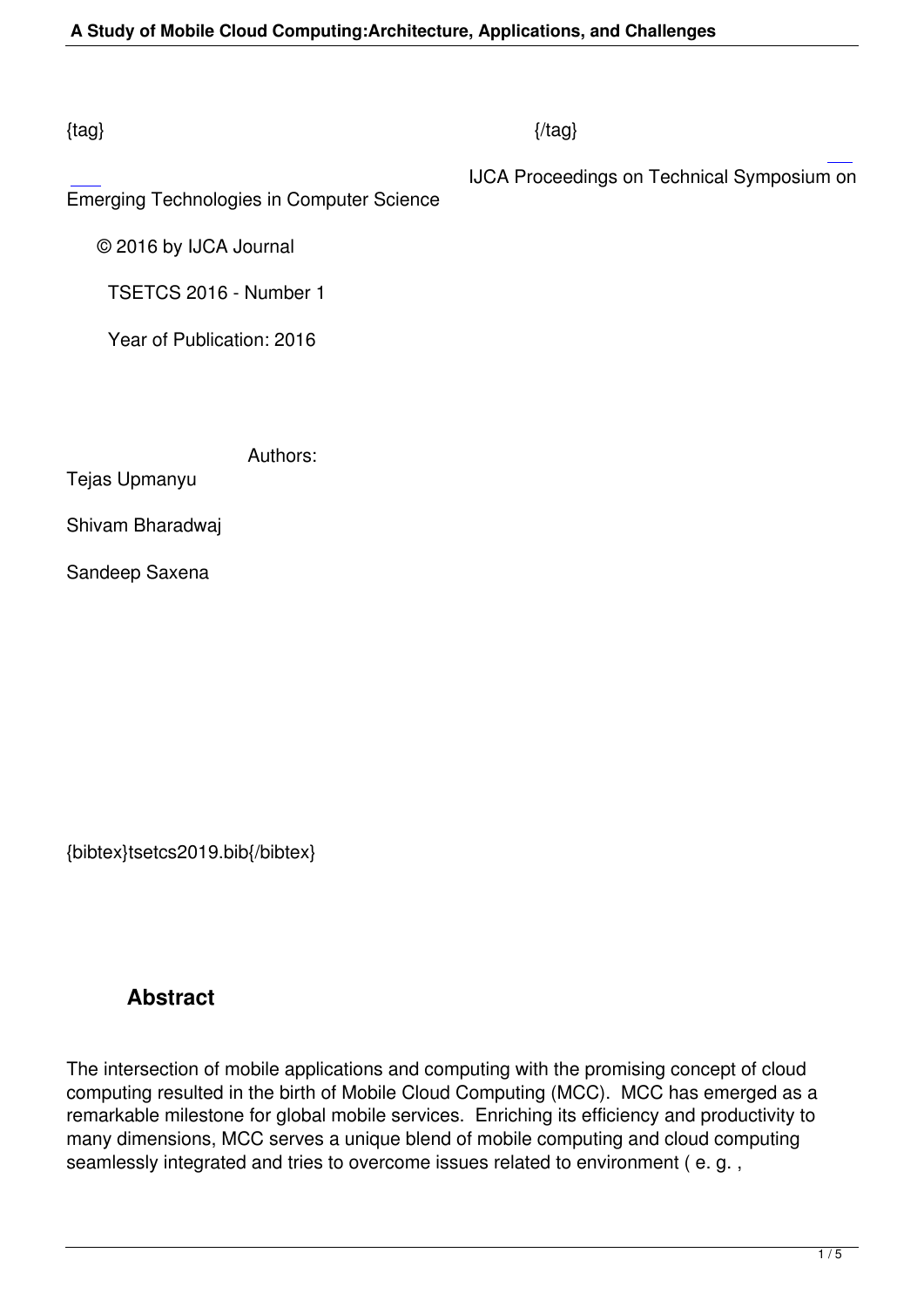{tag} {/tag}

IJCA Proceedings on Technical Symposium on Emerging Technologies in Computer Science

© 2016 by IJCA Journal

TSETCS 2016 - Number 1

Year of Publication: 2016

Authors:

Tejas Upmanyu

Shivam Bharadwaj

Sandeep Saxena

{bibtex}tsetcs2019.bib{/bibtex}

## Abstract

The intersection of mobile applications and computing with the promising concept of cloud computing resulted in the birth of Mobile Cloud Computing (MCC). MCC has emerged as a remarkable milestone for global mobile services. Enriching its efficiency and productivity to many dimensions, MCC serves a unique blend of mobile computing and cloud computing seamlessly integrated and tries to overcome issues related to environment ( e. g. ,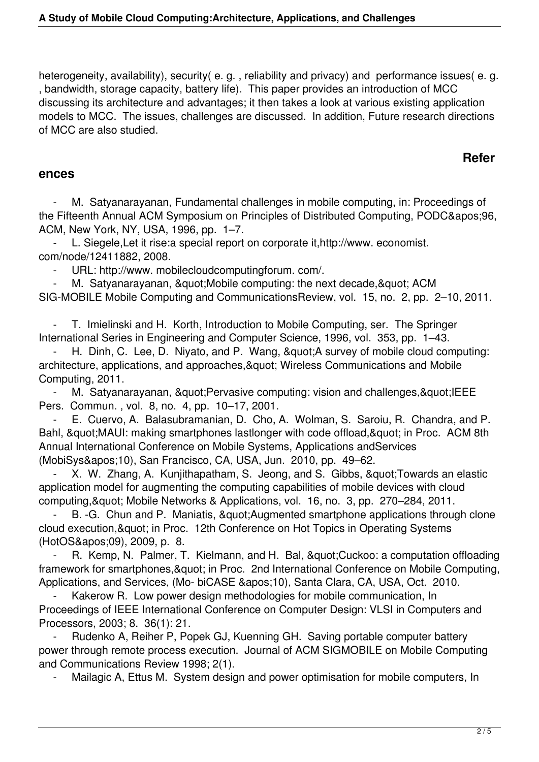heterogeneity, availability), security( e. g. , reliability and privacy) and performance issues( e. g. , bandwidth, storage capacity, battery life). This paper provides an introduction of MCC discussing its architecture and advantages; it then takes a look at various existing application models to MCC. The issues, challenges are discussed. In addition, Future research directions of MCC are also studied.

## References

- M. Satyanarayanan, Fundamental challenges in mobile computing, in: Proceedings of the Fifteenth Annual ACM Symposium on Principles of Distributed Computing, PODC&apos;96, ACM, New York, NY, USA, 1996, pp. 1–7.
- L. Siegele,Let it rise:a special report on corporate it,http://www. economist. com/node/12411882, 2008.
- URL: http://www. mobilecloudcomputingforum. com/.
- M. Satyanarayanan, &quot;Mobile computing: the next decade,&quot; ACM SIG-MOBILE Mobile Computing and CommunicationsReview, vol. 15, no. 2, pp. 2–10, 2011.
- T. Imielinski and H. Korth, Introduction to Mobile Computing, ser. The Springer International Series in Engineering and Computer Science, 1996, vol. 353, pp. 1–43.
- H. Dinh, C. Lee, D. Niyato, and P. Wang, &quot;A survey of mobile cloud computing: architecture, applications, and approaches,&quot; Wireless Communications and Mobile Computing, 2011.
- M. Satyanarayanan, &quot;Pervasive computing: vision and challenges,&quot;IEEE Pers. Commun. , vol. 8, no. 4, pp. 10–17, 2001.
- E. Cuervo, A. Balasubramanian, D. Cho, A. Wolman, S. Saroiu, R. Chandra, and P. Bahl, &quot;MAUI: making smartphones lastlonger with code offload,&quot; in Proc. ACM 8th Annual International Conference on Mobile Systems, Applications andServices (MobiSys&apos;10), San Francisco, CA, USA, Jun. 2010, pp. 49–62.
- X. W. Zhang, A. Kunjithapatham, S. Jeong, and S. Gibbs, &quot;Towards an elastic application model for augmenting the computing capabilities of mobile devices with cloud computing,&quot; Mobile Networks & Applications, vol. 16, no. 3, pp. 270–284, 2011.
- B. -G. Chun and P. Maniatis, &quot;Augmented smartphone applications through clone cloud execution,&quot; in Proc. 12th Conference on Hot Topics in Operating Systems (HotOS&apos;09), 2009, p. 8.
- R. Kemp, N. Palmer, T. Kielmann, and H. Bal, &quot;Cuckoo: a computation offloading framework for smartphones,&quot; in Proc. 2nd International Conference on Mobile Computing, Applications, and Services, (Mo- biCASE &apos;10), Santa Clara, CA, USA, Oct. 2010.
- Kakerow R. Low power design methodologies for mobile communication, In Proceedings of IEEE International Conference on Computer Design: VLSI in Computers and Processors, 2003; 8. 36(1): 21.
- Rudenko A, Reiher P, Popek GJ, Kuenning GH. Saving portable computer battery power through remote process execution. Journal of ACM SIGMOBILE on Mobile Computing and Communications Review 1998; 2(1).
- Mailagic A, Ettus M. System design and power optimisation for mobile computers, In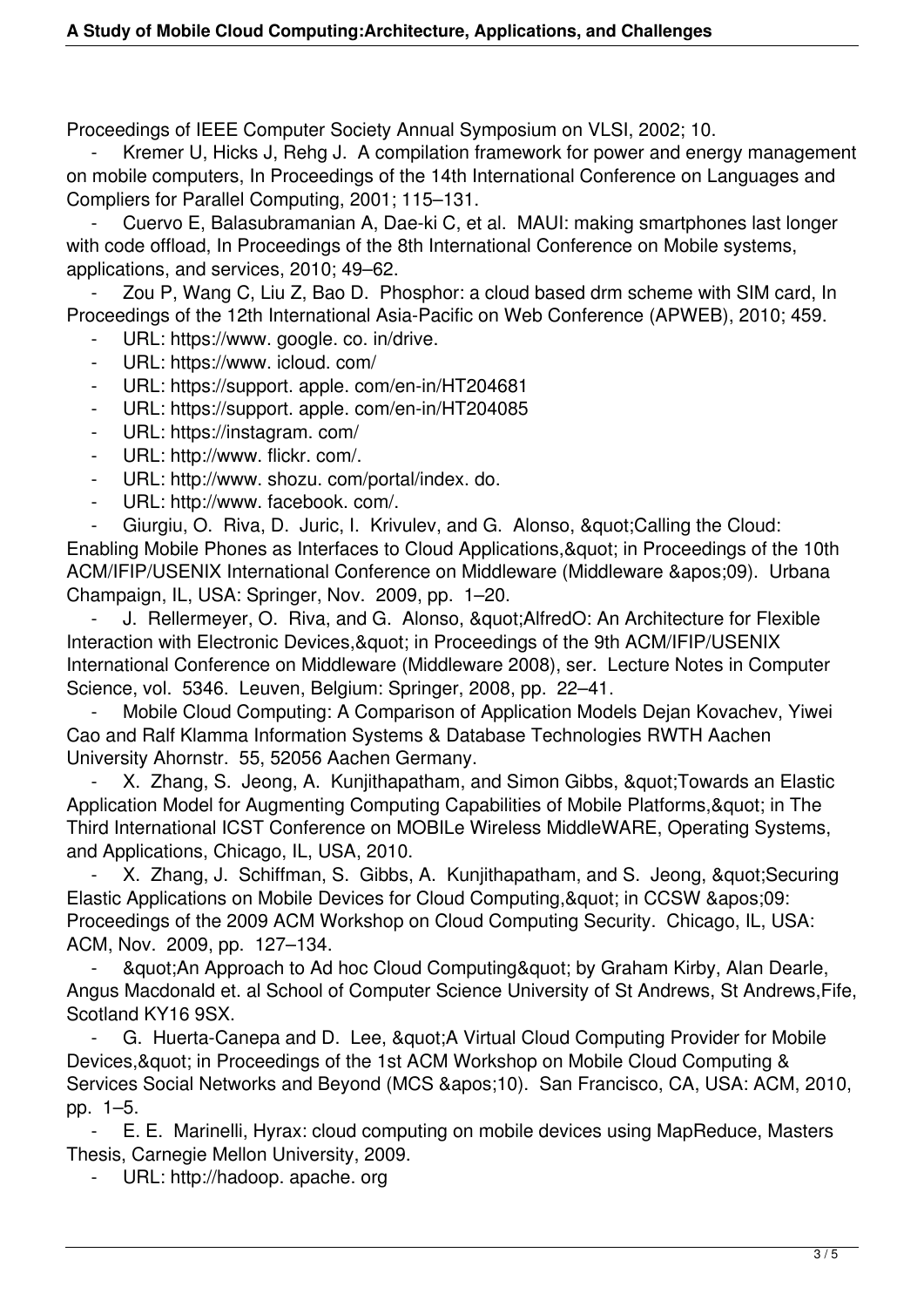Proceedings of IEEE Computer Society Annual Symposium on VLSI, 2002; 10.

- Kremer U, Hicks J, Rehg J. A compilation framework for power and energy management on mobile computers, In Proceedings of the 14th International Conference on Languages and Compliers for Parallel Computing, 2001; 115–131.
- Cuervo E, Balasubramanian A, Dae-ki C, et al. MAUI: making smartphones last longer with code offload, In Proceedings of the 8th International Conference on Mobile systems, applications, and services, 2010; 49–62.
- Zou P, Wang C, Liu Z, Bao D. Phosphor: a cloud based drm scheme with SIM card, In Proceedings of the 12th International Asia-Pacific on Web Conference (APWEB), 2010; 459.
- URL: https://www. google. co. in/drive.
- URL: https://www. icloud. com/
- URL: https://support. apple. com/en-in/HT204681
- URL: https://support. apple. com/en-in/HT204085
- URL: https://instagram. com/
- URL: http://www. flickr. com/.
- URL: http://www. shozu. com/portal/index. do.
- URL: http://www. facebook. com/.
- Giurgiu, O. Riva, D. Juric, I. Krivulev, and G. Alonso, &quot;Calling the Cloud: Enabling Mobile Phones as Interfaces to Cloud Applications,&quot; in Proceedings of the 10th ACM/IFIP/USENIX International Conference on Middleware (Middleware &apos;09). Urbana Champaign, IL, USA: Springer, Nov. 2009, pp. 1–20.
- J. Rellermeyer, O. Riva, and G. Alonso, &quot;AlfredO: An Architecture for Flexible Interaction with Electronic Devices,&quot; in Proceedings of the 9th ACM/IFIP/USENIX International Conference on Middleware (Middleware 2008), ser. Lecture Notes in Computer Science, vol. 5346. Leuven, Belgium: Springer, 2008, pp. 22–41.
- Mobile Cloud Computing: A Comparison of Application Models Dejan Kovachev, Yiwei Cao and Ralf Klamma Information Systems & Database Technologies RWTH Aachen University Ahornstr. 55, 52056 Aachen Germany.
- X. Zhang, S. Jeong, A. Kunjithapatham, and Simon Gibbs, &quot;Towards an Elastic Application Model for Augmenting Computing Capabilities of Mobile Platforms,&quot; in The Third International ICST Conference on MOBILe Wireless MiddleWARE, Operating Systems, and Applications, Chicago, IL, USA, 2010.
- X. Zhang, J. Schiffman, S. Gibbs, A. Kunjithapatham, and S. Jeong, &quot;Securing Elastic Applications on Mobile Devices for Cloud Computing,&quot; in CCSW &apos;09: Proceedings of the 2009 ACM Workshop on Cloud Computing Security. Chicago, IL, USA: ACM, Nov. 2009, pp. 127–134.
- &quot;An Approach to Ad hoc Cloud Computing&quot; by Graham Kirby, Alan Dearle, Angus Macdonald et. al School of Computer Science University of St Andrews, St Andrews,Fife, Scotland KY16 9SX.
- G. Huerta-Canepa and D. Lee, &quot;A Virtual Cloud Computing Provider for Mobile Devices,&quot; in Proceedings of the 1st ACM Workshop on Mobile Cloud Computing & Services Social Networks and Beyond (MCS &apos;10). San Francisco, CA, USA: ACM, 2010, pp. 1–5.
- E. E. Marinelli, Hyrax: cloud computing on mobile devices using MapReduce, Masters Thesis, Carnegie Mellon University, 2009.
- URL: http://hadoop. apache. org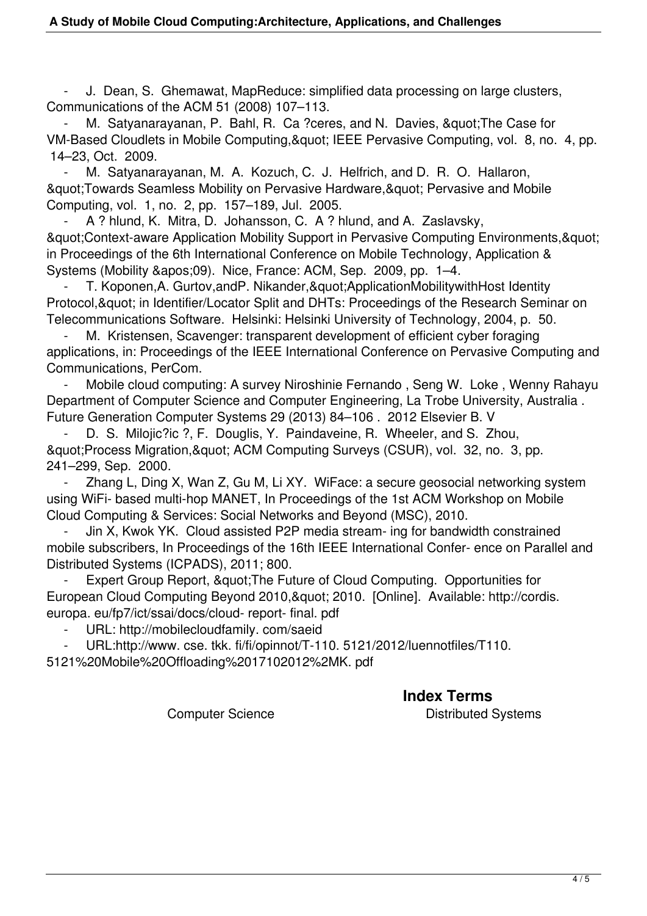- J. Dean, S. Ghemawat, MapReduce: simplified data processing on large clusters, Communications of the ACM 51 (2008) 107–113.
- M. Satyanarayanan, P. Bahl, R. Ca ?ceres, and N. Davies, &quot;The Case for VM-Based Cloudlets in Mobile Computing,&quot; IEEE Pervasive Computing, vol. 8, no. 4, pp. 14–23, Oct. 2009.
- M. Satyanarayanan, M. A. Kozuch, C. J. Helfrich, and D. R. O. Hallaron, &quot;Towards Seamless Mobility on Pervasive Hardware,&quot; Pervasive and Mobile Computing, vol. 1, no. 2, pp. 157–189, Jul. 2005.
- A ? hlund, K. Mitra, D. Johansson, C. A ? hlund, and A. Zaslavsky, &quot;Context-aware Application Mobility Support in Pervasive Computing Environments,&quot; in Proceedings of the 6th International Conference on Mobile Technology, Application & Systems (Mobility &apos;09). Nice, France: ACM, Sep. 2009, pp. 1–4.
- T. Koponen,A. Gurtov,andP. Nikander,&quot;ApplicationMobilitywithHost Identity Protocol,&quot; in Identifier/Locator Split and DHTs: Proceedings of the Research Seminar on Telecommunications Software. Helsinki: Helsinki University of Technology, 2004, p. 50.
- M. Kristensen, Scavenger: transparent development of efficient cyber foraging applications, in: Proceedings of the IEEE International Conference on Pervasive Computing and Communications, PerCom.
- Mobile cloud computing: A survey Niroshinie Fernando , Seng W. Loke , Wenny Rahayu Department of Computer Science and Computer Engineering, La Trobe University, Australia . Future Generation Computer Systems 29 (2013) 84–106 . 2012 Elsevier B. V
- D. S. Milojic?ic ?, F. Douglis, Y. Paindaveine, R. Wheeler, and S. Zhou, &quot;Process Migration,&quot; ACM Computing Surveys (CSUR), vol. 32, no. 3, pp. 241–299, Sep. 2000.
- Zhang L, Ding X, Wan Z, Gu M, Li XY. WiFace: a secure geosocial networking system using WiFi- based multi-hop MANET, In Proceedings of the 1st ACM Workshop on Mobile Cloud Computing & Services: Social Networks and Beyond (MSC), 2010.
- Jin X, Kwok YK. Cloud assisted P2P media stream- ing for bandwidth constrained mobile subscribers, In Proceedings of the 16th IEEE International Confer- ence on Parallel and Distributed Systems (ICPADS), 2011; 800.
- Expert Group Report, &quot;The Future of Cloud Computing. Opportunities for European Cloud Computing Beyond 2010,&quot; 2010. [Online]. Available: http://cordis. europa. eu/fp7/ict/ssai/docs/cloud- report- final. pdf
- URL: http://mobilecloudfamily. com/saeid
- URL:http://www. cse. tkk. fi/fi/opinnot/T-110. 5121/2012/luennotfiles/T110. 5121%20Mobile%20Offloading%2017102012%2MK. pdf

## Index Terms

Computer Science

Distributed Systems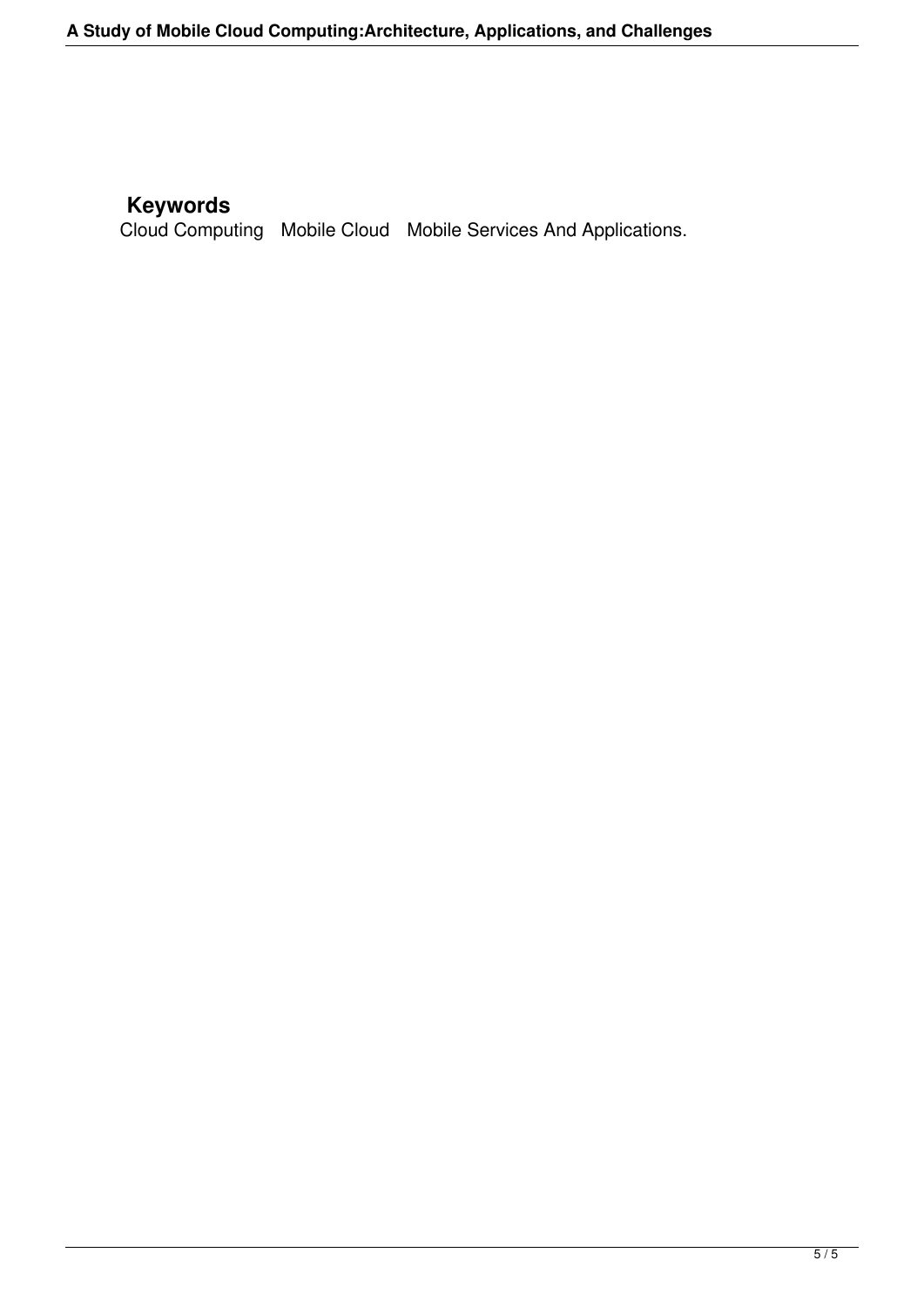## Keywords

Cloud Computing   Mobile Cloud   Mobile Services And Applications.